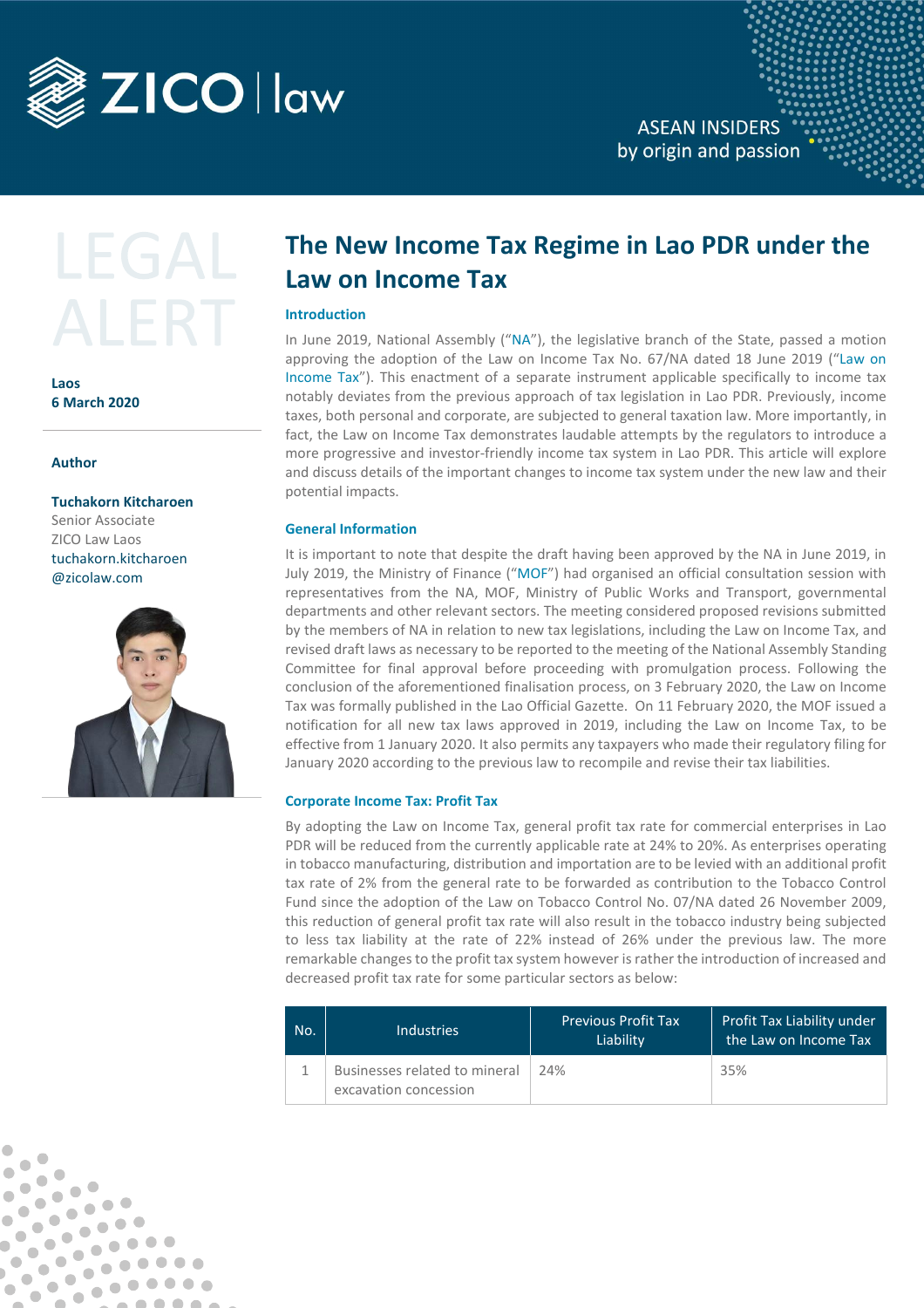# The New Income Tax Regime in Lao PDR under the Law on Income Tax

LEGAL ALERT

**Laos**
**6 March 2020**

**Author**

**Tuchakorn Kitcharoen**
Senior Associate
ZICO Law Laos
tuchakorn.kitcharoen@zicolaw.com

## Introduction

In June 2019, National Assembly ("NA"), the legislative branch of the State, passed a motion approving the adoption of the Law on Income Tax No. 67/NA dated 18 June 2019 ("Law on Income Tax"). This enactment of a separate instrument applicable specifically to income tax notably deviates from the previous approach of tax legislation in Lao PDR. Previously, income taxes, both personal and corporate, are subjected to general taxation law. More importantly, in fact, the Law on Income Tax demonstrates laudable attempts by the regulators to introduce a more progressive and investor-friendly income tax system in Lao PDR. This article will explore and discuss details of the important changes to income tax system under the new law and their potential impacts.

## General Information

It is important to note that despite the draft having been approved by the NA in June 2019, in July 2019, the Ministry of Finance ("MOF") had organised an official consultation session with representatives from the NA, MOF, Ministry of Public Works and Transport, governmental departments and other relevant sectors. The meeting considered proposed revisions submitted by the members of NA in relation to new tax legislations, including the Law on Income Tax, and revised draft laws as necessary to be reported to the meeting of the National Assembly Standing Committee for final approval before proceeding with promulgation process. Following the conclusion of the aforementioned finalisation process, on 3 February 2020, the Law on Income Tax was formally published in the Lao Official Gazette. On 11 February 2020, the MOF issued a notification for all new tax laws approved in 2019, including the Law on Income Tax, to be effective from 1 January 2020. It also permits any taxpayers who made their regulatory filing for January 2020 according to the previous law to recompile and revise their tax liabilities.

## Corporate Income Tax: Profit Tax

By adopting the Law on Income Tax, general profit tax rate for commercial enterprises in Lao PDR will be reduced from the currently applicable rate at 24% to 20%. As enterprises operating in tobacco manufacturing, distribution and importation are to be levied with an additional profit tax rate of 2% from the general rate to be forwarded as contribution to the Tobacco Control Fund since the adoption of the Law on Tobacco Control No. 07/NA dated 26 November 2009, this reduction of general profit tax rate will also result in the tobacco industry being subjected to less tax liability at the rate of 22% instead of 26% under the previous law. The more remarkable changes to the profit tax system however is rather the introduction of increased and decreased profit tax rate for some particular sectors as below:

| No. | Industries | Previous Profit Tax Liability | Profit Tax Liability under the Law on Income Tax |
|---|---|---|---|
| 1 | Businesses related to mineral excavation concession | 24% | 35% |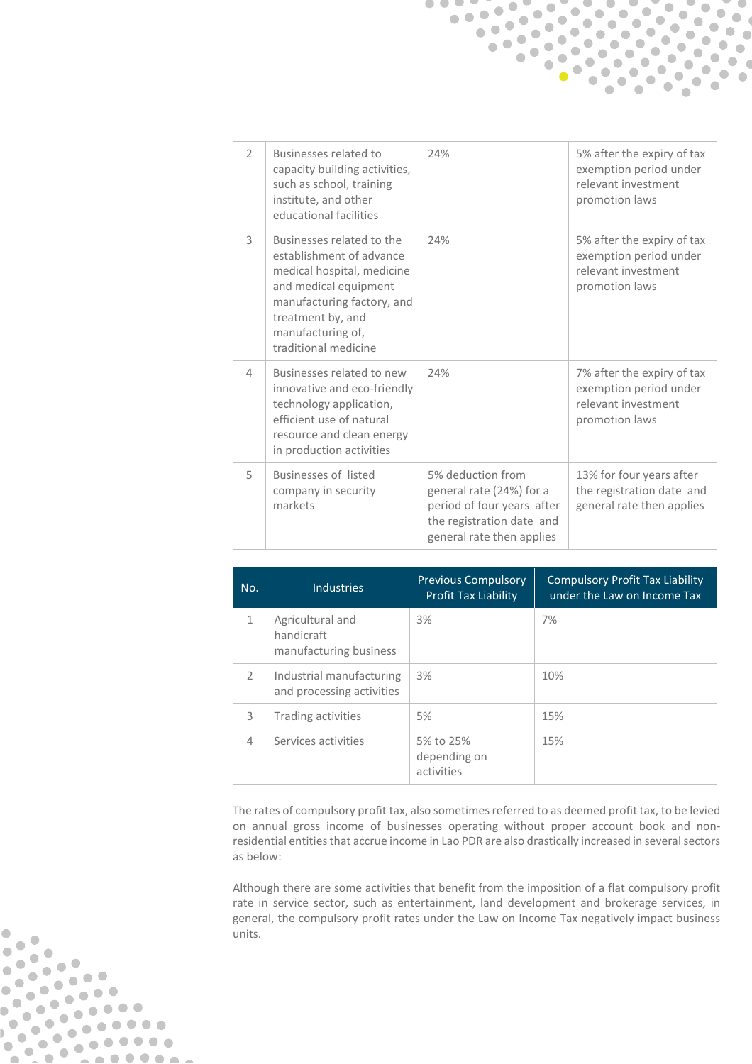| | | | |
|---|---|---|---|
| 2 | Businesses related to capacity building activities, such as school, training institute, and other educational facilities | 24% | 5% after the expiry of tax exemption period under relevant investment promotion laws |
| 3 | Businesses related to the establishment of advance medical hospital, medicine and medical equipment manufacturing factory, and treatment by, and manufacturing of, traditional medicine | 24% | 5% after the expiry of tax exemption period under relevant investment promotion laws |
| 4 | Businesses related to new innovative and eco-friendly technology application, efficient use of natural resource and clean energy in production activities | 24% | 7% after the expiry of tax exemption period under relevant investment promotion laws |
| 5 | Businesses of listed company in security markets | 5% deduction from general rate (24%) for a period of four years after the registration date and general rate then applies | 13% for four years after the registration date and general rate then applies |

| No. | Industries | Previous Compulsory Profit Tax Liability | Compulsory Profit Tax Liability under the Law on Income Tax |
|---|---|---|---|
| 1 | Agricultural and handicraft manufacturing business | 3% | 7% |
| 2 | Industrial manufacturing and processing activities | 3% | 10% |
| 3 | Trading activities | 5% | 15% |
| 4 | Services activities | 5% to 25% depending on activities | 15% |

The rates of compulsory profit tax, also sometimes referred to as deemed profit tax, to be levied on annual gross income of businesses operating without proper account book and non-residential entities that accrue income in Lao PDR are also drastically increased in several sectors as below:

Although there are some activities that benefit from the imposition of a flat compulsory profit rate in service sector, such as entertainment, land development and brokerage services, in general, the compulsory profit rates under the Law on Income Tax negatively impact business units.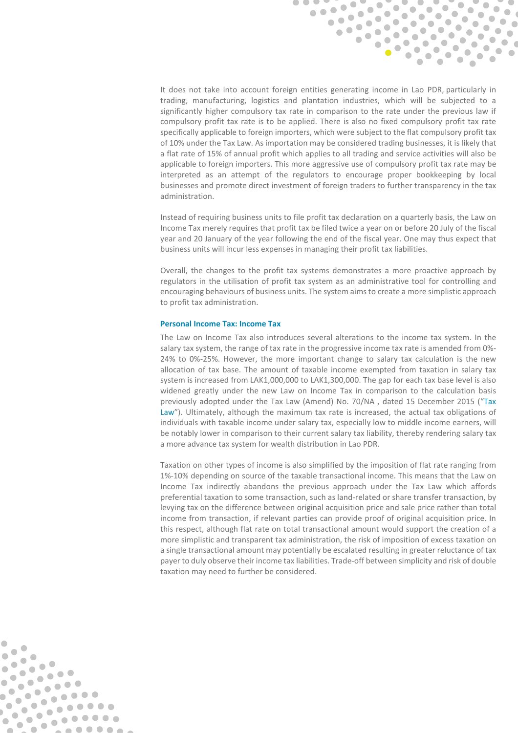It does not take into account foreign entities generating income in Lao PDR, particularly in trading, manufacturing, logistics and plantation industries, which will be subjected to a significantly higher compulsory tax rate in comparison to the rate under the previous law if compulsory profit tax rate is to be applied. There is also no fixed compulsory profit tax rate specifically applicable to foreign importers, which were subject to the flat compulsory profit tax of 10% under the Tax Law. As importation may be considered trading businesses, it is likely that a flat rate of 15% of annual profit which applies to all trading and service activities will also be applicable to foreign importers. This more aggressive use of compulsory profit tax rate may be interpreted as an attempt of the regulators to encourage proper bookkeeping by local businesses and promote direct investment of foreign traders to further transparency in the tax administration.

Instead of requiring business units to file profit tax declaration on a quarterly basis, the Law on Income Tax merely requires that profit tax be filed twice a year on or before 20 July of the fiscal year and 20 January of the year following the end of the fiscal year. One may thus expect that business units will incur less expenses in managing their profit tax liabilities.

Overall, the changes to the profit tax systems demonstrates a more proactive approach by regulators in the utilisation of profit tax system as an administrative tool for controlling and encouraging behaviours of business units. The system aims to create a more simplistic approach to profit tax administration.

#### Personal Income Tax: Income Tax

The Law on Income Tax also introduces several alterations to the income tax system. In the salary tax system, the range of tax rate in the progressive income tax rate is amended from 0%-24% to 0%-25%. However, the more important change to salary tax calculation is the new allocation of tax base. The amount of taxable income exempted from taxation in salary tax system is increased from LAK1,000,000 to LAK1,300,000. The gap for each tax base level is also widened greatly under the new Law on Income Tax in comparison to the calculation basis previously adopted under the Tax Law (Amend) No. 70/NA , dated 15 December 2015 ("Tax Law"). Ultimately, although the maximum tax rate is increased, the actual tax obligations of individuals with taxable income under salary tax, especially low to middle income earners, will be notably lower in comparison to their current salary tax liability, thereby rendering salary tax a more advance tax system for wealth distribution in Lao PDR.

Taxation on other types of income is also simplified by the imposition of flat rate ranging from 1%-10% depending on source of the taxable transactional income. This means that the Law on Income Tax indirectly abandons the previous approach under the Tax Law which affords preferential taxation to some transaction, such as land-related or share transfer transaction, by levying tax on the difference between original acquisition price and sale price rather than total income from transaction, if relevant parties can provide proof of original acquisition price. In this respect, although flat rate on total transactional amount would support the creation of a more simplistic and transparent tax administration, the risk of imposition of excess taxation on a single transactional amount may potentially be escalated resulting in greater reluctance of tax payer to duly observe their income tax liabilities. Trade-off between simplicity and risk of double taxation may need to further be considered.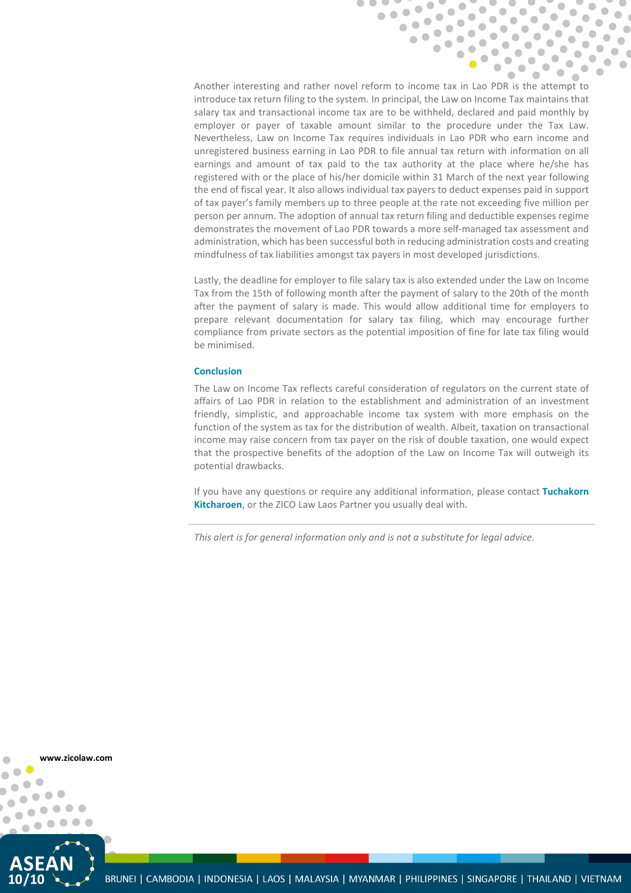Another interesting and rather novel reform to income tax in Lao PDR is the attempt to introduce tax return filing to the system. In principal, the Law on Income Tax maintains that salary tax and transactional income tax are to be withheld, declared and paid monthly by employer or payer of taxable amount similar to the procedure under the Tax Law. Nevertheless, Law on Income Tax requires individuals in Lao PDR who earn income and unregistered business earning in Lao PDR to file annual tax return with information on all earnings and amount of tax paid to the tax authority at the place where he/she has registered with or the place of his/her domicile within 31 March of the next year following the end of fiscal year. It also allows individual tax payers to deduct expenses paid in support of tax payer's family members up to three people at the rate not exceeding five million per person per annum. The adoption of annual tax return filing and deductible expenses regime demonstrates the movement of Lao PDR towards a more self-managed tax assessment and administration, which has been successful both in reducing administration costs and creating mindfulness of tax liabilities amongst tax payers in most developed jurisdictions.

Lastly, the deadline for employer to file salary tax is also extended under the Law on Income Tax from the 15th of following month after the payment of salary to the 20th of the month after the payment of salary is made. This would allow additional time for employers to prepare relevant documentation for salary tax filing, which may encourage further compliance from private sectors as the potential imposition of fine for late tax filing would be minimised.

**Conclusion**

The Law on Income Tax reflects careful consideration of regulators on the current state of affairs of Lao PDR in relation to the establishment and administration of an investment friendly, simplistic, and approachable income tax system with more emphasis on the function of the system as tax for the distribution of wealth. Albeit, taxation on transactional income may raise concern from tax payer on the risk of double taxation, one would expect that the prospective benefits of the adoption of the Law on Income Tax will outweigh its potential drawbacks.

If you have any questions or require any additional information, please contact **Tuchakorn Kitcharoen**, or the ZICO Law Laos Partner you usually deal with.

---

*This alert is for general information only and is not a substitute for legal advice.*